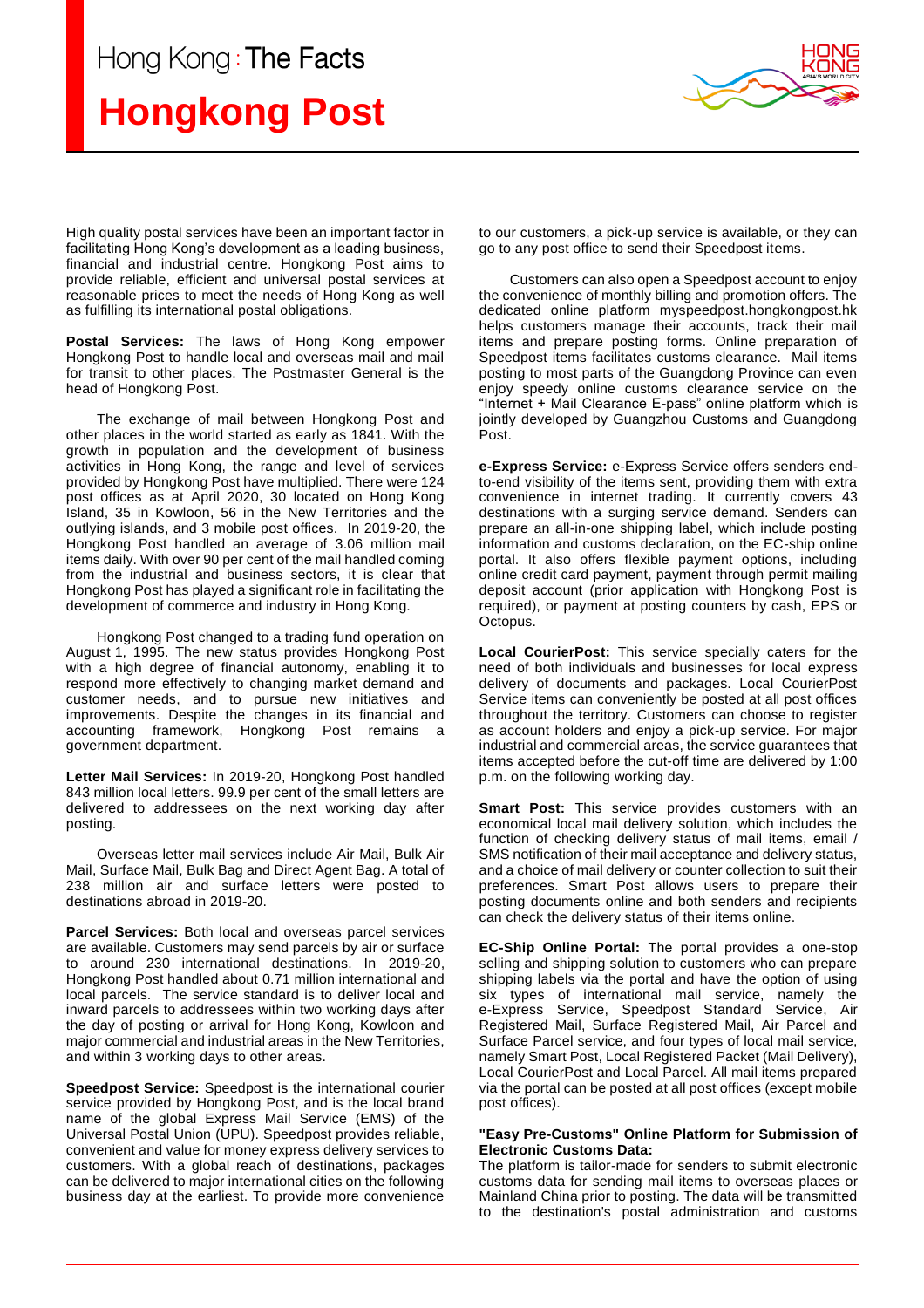Hong Kong : The Facts

# Hongkong Post

High quality postal services have been an important factor in facilitating Hong Kong's development as a leading business, financial and industrial centre. Hongkong Post aims to provide reliable, efficient and universal postal services at reasonable prices to meet the needs of Hong Kong as well as fulfilling its international postal obligations.

**Postal Services:** The laws of Hong Kong empower Hongkong Post to handle local and overseas mail and mail for transit to other places. The Postmaster General is the head of Hongkong Post.

The exchange of mail between Hongkong Post and other places in the world started as early as 1841. With the growth in population and the development of business activities in Hong Kong, the range and level of services provided by Hongkong Post have multiplied. There were 124 post offices as at April 2020, 30 located on Hong Kong Island, 35 in Kowloon, 56 in the New Territories and the outlying islands, and 3 mobile post offices. In 2019-20, the Hongkong Post handled an average of 3.06 million mail items daily. With over 90 per cent of the mail handled coming from the industrial and business sectors, it is clear that Hongkong Post has played a significant role in facilitating the development of commerce and industry in Hong Kong.

Hongkong Post changed to a trading fund operation on August 1, 1995. The new status provides Hongkong Post with a high degree of financial autonomy, enabling it to respond more effectively to changing market demand and customer needs, and to pursue new initiatives and improvements. Despite the changes in its financial and accounting framework, Hongkong Post remains a government department.

**Letter Mail Services:** In 2019-20, Hongkong Post handled 843 million local letters. 99.9 per cent of the small letters are delivered to addressees on the next working day after posting.

Overseas letter mail services include Air Mail, Bulk Air Mail, Surface Mail, Bulk Bag and Direct Agent Bag. A total of 238 million air and surface letters were posted to destinations abroad in 2019-20.

**Parcel Services:** Both local and overseas parcel services are available. Customers may send parcels by air or surface to around 230 international destinations. In 2019-20, Hongkong Post handled about 0.71 million international and local parcels. The service standard is to deliver local and inward parcels to addressees within two working days after the day of posting or arrival for Hong Kong, Kowloon and major commercial and industrial areas in the New Territories, and within 3 working days to other areas.

**Speedpost Service:** Speedpost is the international courier service provided by Hongkong Post, and is the local brand name of the global Express Mail Service (EMS) of the Universal Postal Union (UPU). Speedpost provides reliable, convenient and value for money express delivery services to customers. With a global reach of destinations, packages can be delivered to major international cities on the following business day at the earliest. To provide more convenience to our customers, a pick-up service is available, or they can go to any post office to send their Speedpost items.

Customers can also open a Speedpost account to enjoy the convenience of monthly billing and promotion offers. The dedicated online platform myspeedpost.hongkongpost.hk helps customers manage their accounts, track their mail items and prepare posting forms. Online preparation of Speedpost items facilitates customs clearance. Mail items posting to most parts of the Guangdong Province can even enjoy speedy online customs clearance service on the "Internet + Mail Clearance E-pass" online platform which is jointly developed by Guangzhou Customs and Guangdong Post.

**e-Express Service:** e-Express Service offers senders end-to-end visibility of the items sent, providing them with extra convenience in internet trading. It currently covers 43 destinations with a surging service demand. Senders can prepare an all-in-one shipping label, which include posting information and customs declaration, on the EC-ship online portal. It also offers flexible payment options, including online credit card payment, payment through permit mailing deposit account (prior application with Hongkong Post is required), or payment at posting counters by cash, EPS or Octopus.

**Local CourierPost:** This service specially caters for the need of both individuals and businesses for local express delivery of documents and packages. Local CourierPost Service items can conveniently be posted at all post offices throughout the territory. Customers can choose to register as account holders and enjoy a pick-up service. For major industrial and commercial areas, the service guarantees that items accepted before the cut-off time are delivered by 1:00 p.m. on the following working day.

**Smart Post:** This service provides customers with an economical local mail delivery solution, which includes the function of checking delivery status of mail items, email / SMS notification of their mail acceptance and delivery status, and a choice of mail delivery or counter collection to suit their preferences. Smart Post allows users to prepare their posting documents online and both senders and recipients can check the delivery status of their items online.

**EC-Ship Online Portal:** The portal provides a one-stop selling and shipping solution to customers who can prepare shipping labels via the portal and have the option of using six types of international mail service, namely the e-Express Service, Speedpost Standard Service, Air Registered Mail, Surface Registered Mail, Air Parcel and Surface Parcel service, and four types of local mail service, namely Smart Post, Local Registered Packet (Mail Delivery), Local CourierPost and Local Parcel. All mail items prepared via the portal can be posted at all post offices (except mobile post offices).

**"Easy Pre-Customs" Online Platform for Submission of Electronic Customs Data:**
The platform is tailor-made for senders to submit electronic customs data for sending mail items to overseas places or Mainland China prior to posting. The data will be transmitted to the destination's postal administration and customs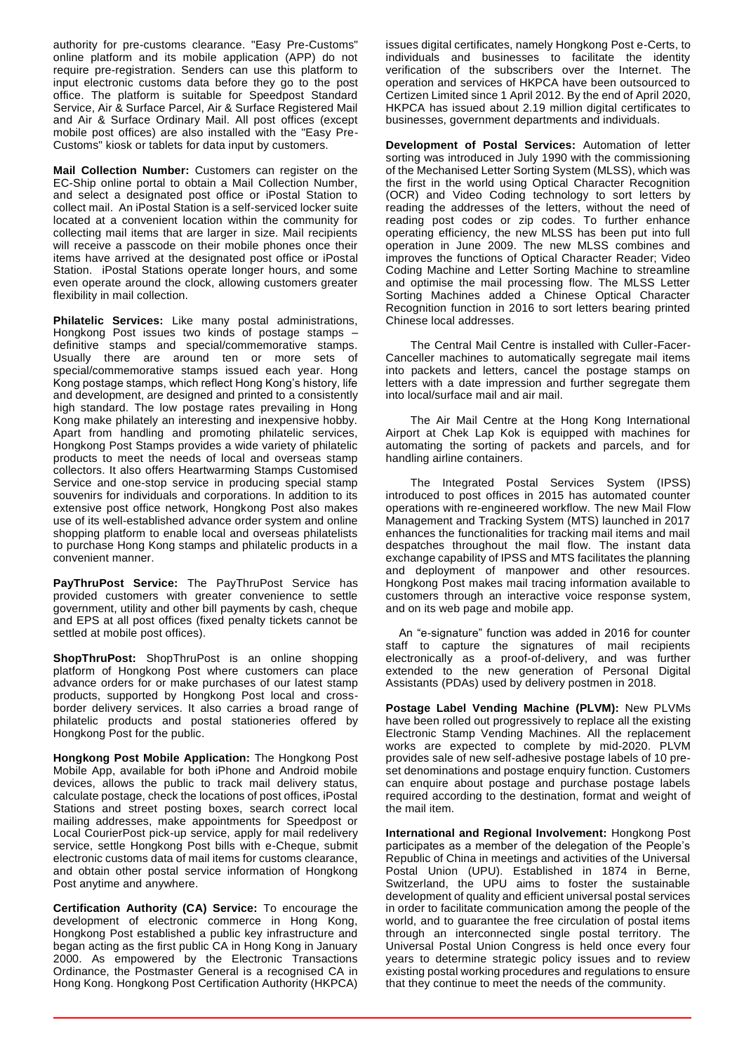authority for pre-customs clearance. "Easy Pre-Customs" online platform and its mobile application (APP) do not require pre-registration. Senders can use this platform to input electronic customs data before they go to the post office. The platform is suitable for Speedpost Standard Service, Air & Surface Parcel, Air & Surface Registered Mail and Air & Surface Ordinary Mail. All post offices (except mobile post offices) are also installed with the "Easy Pre-Customs" kiosk or tablets for data input by customers.

**Mail Collection Number:** Customers can register on the EC-Ship online portal to obtain a Mail Collection Number, and select a designated post office or iPostal Station to collect mail. An iPostal Station is a self-serviced locker suite located at a convenient location within the community for collecting mail items that are larger in size. Mail recipients will receive a passcode on their mobile phones once their items have arrived at the designated post office or iPostal Station. iPostal Stations operate longer hours, and some even operate around the clock, allowing customers greater flexibility in mail collection.

**Philatelic Services:** Like many postal administrations, Hongkong Post issues two kinds of postage stamps – definitive stamps and special/commemorative stamps. Usually there are around ten or more sets of special/commemorative stamps issued each year. Hong Kong postage stamps, which reflect Hong Kong's history, life and development, are designed and printed to a consistently high standard. The low postage rates prevailing in Hong Kong make philately an interesting and inexpensive hobby. Apart from handling and promoting philatelic services, Hongkong Post Stamps provides a wide variety of philatelic products to meet the needs of local and overseas stamp collectors. It also offers Heartwarming Stamps Customised Service and one-stop service in producing special stamp souvenirs for individuals and corporations. In addition to its extensive post office network, Hongkong Post also makes use of its well-established advance order system and online shopping platform to enable local and overseas philatelists to purchase Hong Kong stamps and philatelic products in a convenient manner.

**PayThruPost Service:** The PayThruPost Service has provided customers with greater convenience to settle government, utility and other bill payments by cash, cheque and EPS at all post offices (fixed penalty tickets cannot be settled at mobile post offices).

**ShopThruPost:** ShopThruPost is an online shopping platform of Hongkong Post where customers can place advance orders for or make purchases of our latest stamp products, supported by Hongkong Post local and cross-border delivery services. It also carries a broad range of philatelic products and postal stationeries offered by Hongkong Post for the public.

**Hongkong Post Mobile Application:** The Hongkong Post Mobile App, available for both iPhone and Android mobile devices, allows the public to track mail delivery status, calculate postage, check the locations of post offices, iPostal Stations and street posting boxes, search correct local mailing addresses, make appointments for Speedpost or Local CourierPost pick-up service, apply for mail redelivery service, settle Hongkong Post bills with e-Cheque, submit electronic customs data of mail items for customs clearance, and obtain other postal service information of Hongkong Post anytime and anywhere.

**Certification Authority (CA) Service:** To encourage the development of electronic commerce in Hong Kong, Hongkong Post established a public key infrastructure and began acting as the first public CA in Hong Kong in January 2000. As empowered by the Electronic Transactions Ordinance, the Postmaster General is a recognised CA in Hong Kong. Hongkong Post Certification Authority (HKPCA) issues digital certificates, namely Hongkong Post e-Certs, to individuals and businesses to facilitate the identity verification of the subscribers over the Internet. The operation and services of HKPCA have been outsourced to Certizen Limited since 1 April 2012. By the end of April 2020, HKPCA has issued about 2.19 million digital certificates to businesses, government departments and individuals.

**Development of Postal Services:** Automation of letter sorting was introduced in July 1990 with the commissioning of the Mechanised Letter Sorting System (MLSS), which was the first in the world using Optical Character Recognition (OCR) and Video Coding technology to sort letters by reading the addresses of the letters, without the need of reading post codes or zip codes. To further enhance operating efficiency, the new MLSS has been put into full operation in June 2009. The new MLSS combines and improves the functions of Optical Character Reader; Video Coding Machine and Letter Sorting Machine to streamline and optimise the mail processing flow. The MLSS Letter Sorting Machines added a Chinese Optical Character Recognition function in 2016 to sort letters bearing printed Chinese local addresses.

The Central Mail Centre is installed with Culler-Facer-Canceller machines to automatically segregate mail items into packets and letters, cancel the postage stamps on letters with a date impression and further segregate them into local/surface mail and air mail.

The Air Mail Centre at the Hong Kong International Airport at Chek Lap Kok is equipped with machines for automating the sorting of packets and parcels, and for handling airline containers.

The Integrated Postal Services System (IPSS) introduced to post offices in 2015 has automated counter operations with re-engineered workflow. The new Mail Flow Management and Tracking System (MTS) launched in 2017 enhances the functionalities for tracking mail items and mail despatches throughout the mail flow. The instant data exchange capability of IPSS and MTS facilitates the planning and deployment of manpower and other resources. Hongkong Post makes mail tracing information available to customers through an interactive voice response system, and on its web page and mobile app.

An "e-signature" function was added in 2016 for counter staff to capture the signatures of mail recipients electronically as a proof-of-delivery, and was further extended to the new generation of Personal Digital Assistants (PDAs) used by delivery postmen in 2018.

**Postage Label Vending Machine (PLVM):** New PLVMs have been rolled out progressively to replace all the existing Electronic Stamp Vending Machines. All the replacement works are expected to complete by mid-2020. PLVM provides sale of new self-adhesive postage labels of 10 pre-set denominations and postage enquiry function. Customers can enquire about postage and purchase postage labels required according to the destination, format and weight of the mail item.

**International and Regional Involvement:** Hongkong Post participates as a member of the delegation of the People's Republic of China in meetings and activities of the Universal Postal Union (UPU). Established in 1874 in Berne, Switzerland, the UPU aims to foster the sustainable development of quality and efficient universal postal services in order to facilitate communication among the people of the world, and to guarantee the free circulation of postal items through an interconnected single postal territory. The Universal Postal Union Congress is held once every four years to determine strategic policy issues and to review existing postal working procedures and regulations to ensure that they continue to meet the needs of the community.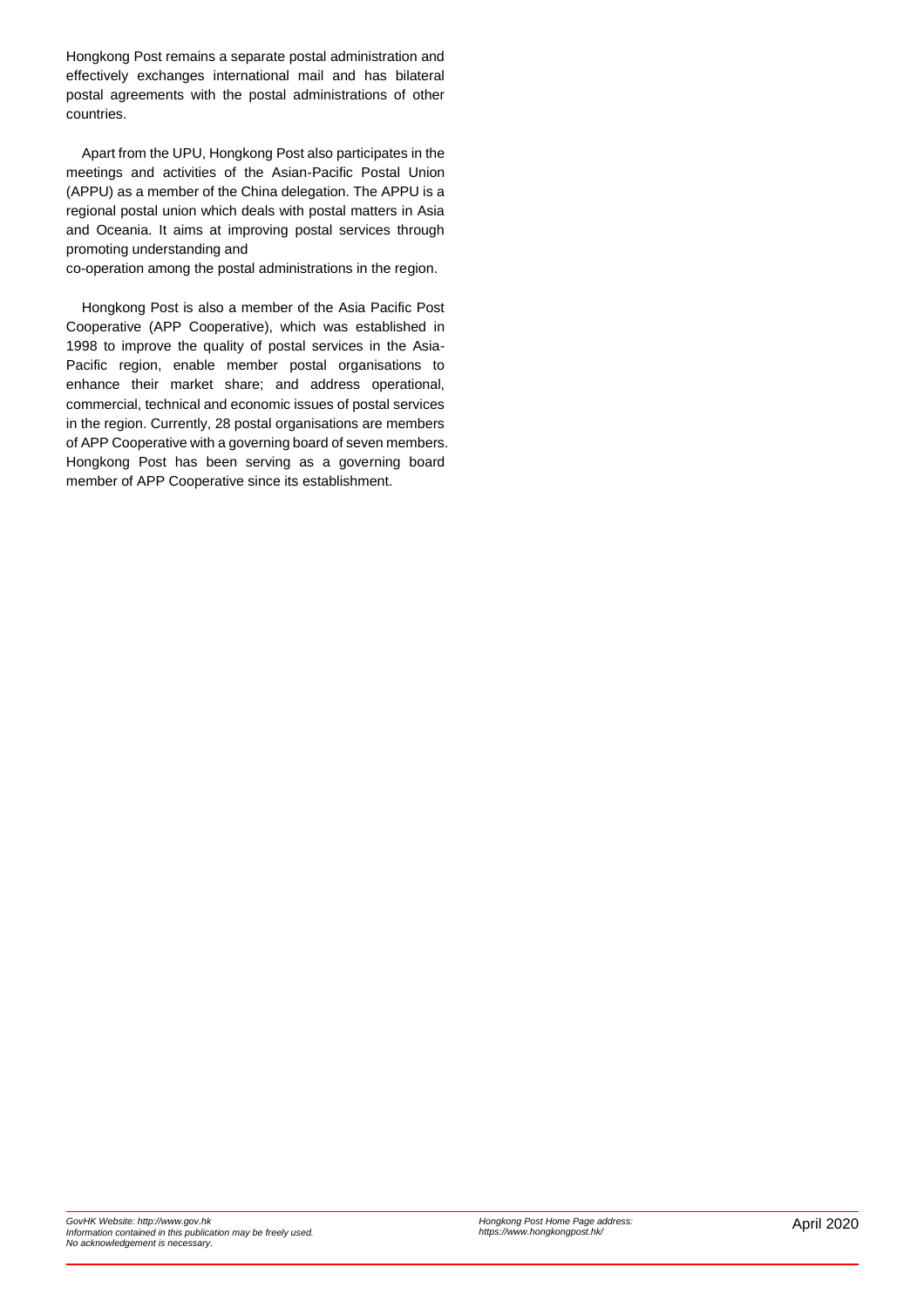Hongkong Post remains a separate postal administration and effectively exchanges international mail and has bilateral postal agreements with the postal administrations of other countries.

Apart from the UPU, Hongkong Post also participates in the meetings and activities of the Asian-Pacific Postal Union (APPU) as a member of the China delegation. The APPU is a regional postal union which deals with postal matters in Asia and Oceania. It aims at improving postal services through promoting understanding and co-operation among the postal administrations in the region.

Hongkong Post is also a member of the Asia Pacific Post Cooperative (APP Cooperative), which was established in 1998 to improve the quality of postal services in the Asia-Pacific region, enable member postal organisations to enhance their market share; and address operational, commercial, technical and economic issues of postal services in the region. Currently, 28 postal organisations are members of APP Cooperative with a governing board of seven members. Hongkong Post has been serving as a governing board member of APP Cooperative since its establishment.

*GovHK Website: http://www.gov.hk*
*Information contained in this publication may be freely used.*
*No acknowledgement is necessary.*

*Hongkong Post Home Page address:*
*https://www.hongkongpost.hk/*

April 2020